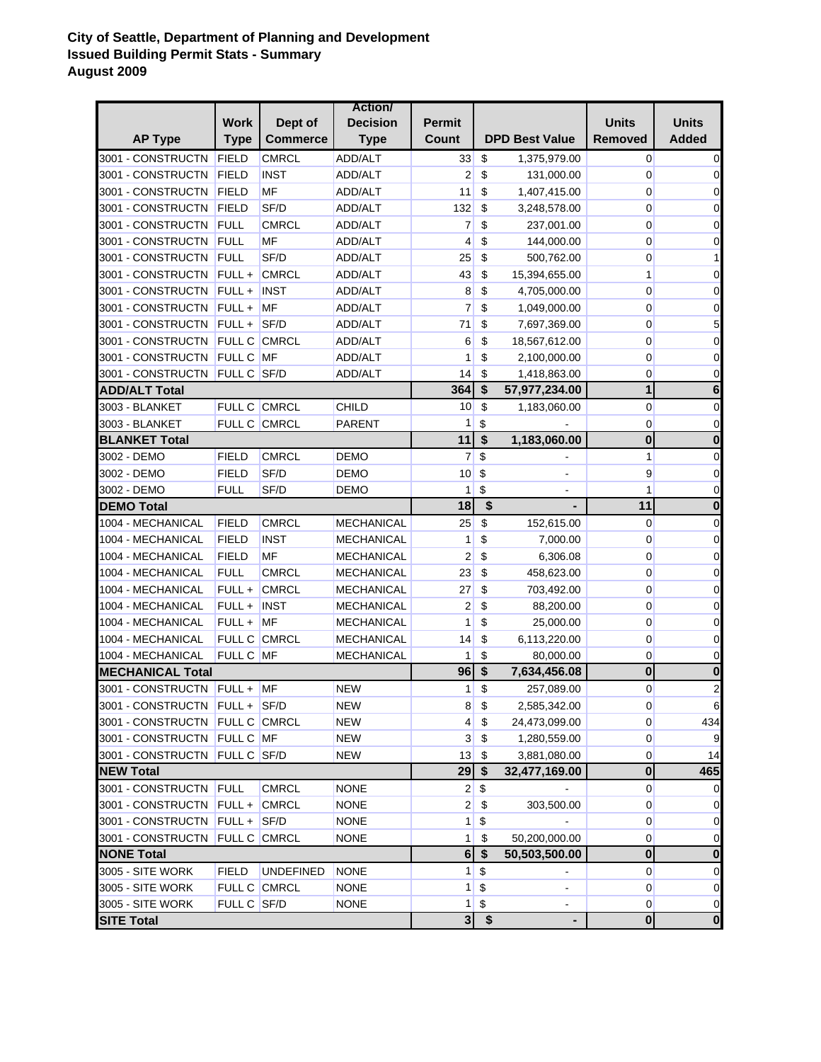**City of Seattle, Department of Planning and Development**
**Issued Building Permit Stats - Summary**
**August 2009**

| AP Type | Work Type | Dept of Commerce | Action/ Decision Type | Permit Count | DPD Best Value | Units Removed | Units Added |
|---|---|---|---|---|---|---|---|
| 3001 - CONSTRUCTN | FIELD | CMRCL | ADD/ALT | 33 | $ 1,375,979.00 | 0 | 0 |
| 3001 - CONSTRUCTN | FIELD | INST | ADD/ALT | 2 | $ 131,000.00 | 0 | 0 |
| 3001 - CONSTRUCTN | FIELD | MF | ADD/ALT | 11 | $ 1,407,415.00 | 0 | 0 |
| 3001 - CONSTRUCTN | FIELD | SF/D | ADD/ALT | 132 | $ 3,248,578.00 | 0 | 0 |
| 3001 - CONSTRUCTN | FULL | CMRCL | ADD/ALT | 7 | $ 237,001.00 | 0 | 0 |
| 3001 - CONSTRUCTN | FULL | MF | ADD/ALT | 4 | $ 144,000.00 | 0 | 0 |
| 3001 - CONSTRUCTN | FULL | SF/D | ADD/ALT | 25 | $ 500,762.00 | 0 | 1 |
| 3001 - CONSTRUCTN | FULL + | CMRCL | ADD/ALT | 43 | $ 15,394,655.00 | 1 | 0 |
| 3001 - CONSTRUCTN | FULL + | INST | ADD/ALT | 8 | $ 4,705,000.00 | 0 | 0 |
| 3001 - CONSTRUCTN | FULL + | MF | ADD/ALT | 7 | $ 1,049,000.00 | 0 | 0 |
| 3001 - CONSTRUCTN | FULL + | SF/D | ADD/ALT | 71 | $ 7,697,369.00 | 0 | 5 |
| 3001 - CONSTRUCTN | FULL C | CMRCL | ADD/ALT | 6 | $ 18,567,612.00 | 0 | 0 |
| 3001 - CONSTRUCTN | FULL C | MF | ADD/ALT | 1 | $ 2,100,000.00 | 0 | 0 |
| 3001 - CONSTRUCTN | FULL C | SF/D | ADD/ALT | 14 | $ 1,418,863.00 | 0 | 0 |
| **ADD/ALT Total** | | | | **364** | **$ 57,977,234.00** | **1** | **6** |
| 3003 - BLANKET | FULL C | CMRCL | CHILD | 10 | $ 1,183,060.00 | 0 | 0 |
| 3003 - BLANKET | FULL C | CMRCL | PARENT | 1 | $ - | 0 | 0 |
| **BLANKET Total** | | | | **11** | **$ 1,183,060.00** | **0** | **0** |
| 3002 - DEMO | FIELD | CMRCL | DEMO | 7 | $ - | 1 | 0 |
| 3002 - DEMO | FIELD | SF/D | DEMO | 10 | $ - | 9 | 0 |
| 3002 - DEMO | FULL | SF/D | DEMO | 1 | $ - | 1 | 0 |
| **DEMO Total** | | | | **18** | **$ -** | **11** | **0** |
| 1004 - MECHANICAL | FIELD | CMRCL | MECHANICAL | 25 | $ 152,615.00 | 0 | 0 |
| 1004 - MECHANICAL | FIELD | INST | MECHANICAL | 1 | $ 7,000.00 | 0 | 0 |
| 1004 - MECHANICAL | FIELD | MF | MECHANICAL | 2 | $ 6,306.08 | 0 | 0 |
| 1004 - MECHANICAL | FULL | CMRCL | MECHANICAL | 23 | $ 458,623.00 | 0 | 0 |
| 1004 - MECHANICAL | FULL + | CMRCL | MECHANICAL | 27 | $ 703,492.00 | 0 | 0 |
| 1004 - MECHANICAL | FULL + | INST | MECHANICAL | 2 | $ 88,200.00 | 0 | 0 |
| 1004 - MECHANICAL | FULL + | MF | MECHANICAL | 1 | $ 25,000.00 | 0 | 0 |
| 1004 - MECHANICAL | FULL C | CMRCL | MECHANICAL | 14 | $ 6,113,220.00 | 0 | 0 |
| 1004 - MECHANICAL | FULL C | MF | MECHANICAL | 1 | $ 80,000.00 | 0 | 0 |
| **MECHANICAL Total** | | | | **96** | **$ 7,634,456.08** | **0** | **0** |
| 3001 - CONSTRUCTN | FULL + | MF | NEW | 1 | $ 257,089.00 | 0 | 2 |
| 3001 - CONSTRUCTN | FULL + | SF/D | NEW | 8 | $ 2,585,342.00 | 0 | 6 |
| 3001 - CONSTRUCTN | FULL C | CMRCL | NEW | 4 | $ 24,473,099.00 | 0 | 434 |
| 3001 - CONSTRUCTN | FULL C | MF | NEW | 3 | $ 1,280,559.00 | 0 | 9 |
| 3001 - CONSTRUCTN | FULL C | SF/D | NEW | 13 | $ 3,881,080.00 | 0 | 14 |
| **NEW Total** | | | | **29** | **$ 32,477,169.00** | **0** | **465** |
| 3001 - CONSTRUCTN | FULL | CMRCL | NONE | 2 | $ - | 0 | 0 |
| 3001 - CONSTRUCTN | FULL + | CMRCL | NONE | 2 | $ 303,500.00 | 0 | 0 |
| 3001 - CONSTRUCTN | FULL + | SF/D | NONE | 1 | $ - | 0 | 0 |
| 3001 - CONSTRUCTN | FULL C | CMRCL | NONE | 1 | $ 50,200,000.00 | 0 | 0 |
| **NONE Total** | | | | **6** | **$ 50,503,500.00** | **0** | **0** |
| 3005 - SITE WORK | FIELD | UNDEFINED | NONE | 1 | $ - | 0 | 0 |
| 3005 - SITE WORK | FULL C | CMRCL | NONE | 1 | $ - | 0 | 0 |
| 3005 - SITE WORK | FULL C | SF/D | NONE | 1 | $ - | 0 | 0 |
| **SITE Total** | | | | **3** | **$ -** | **0** | **0** |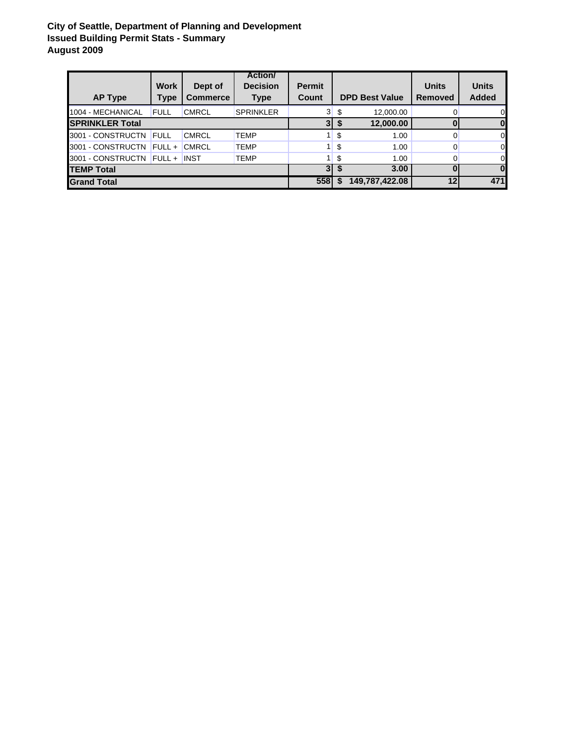**City of Seattle, Department of Planning and Development**
**Issued Building Permit Stats - Summary**
**August 2009**

| AP Type | Work Type | Dept of Commerce | Action/ Decision Type | Permit Count | DPD Best Value | Units Removed | Units Added |
|---|---|---|---|---|---|---|---|
| 1004 - MECHANICAL | FULL | CMRCL | SPRINKLER | 3 | $ 12,000.00 | 0 | 0 |
| **SPRINKLER Total** | | | | **3** | **$ 12,000.00** | **0** | **0** |
| 3001 - CONSTRUCTN | FULL | CMRCL | TEMP | 1 | $ 1.00 | 0 | 0 |
| 3001 - CONSTRUCTN | FULL + | CMRCL | TEMP | 1 | $ 1.00 | 0 | 0 |
| 3001 - CONSTRUCTN | FULL + | INST | TEMP | 1 | $ 1.00 | 0 | 0 |
| **TEMP Total** | | | | **3** | **$ 3.00** | **0** | **0** |
| **Grand Total** | | | | **558** | **$ 149,787,422.08** | **12** | **471** |